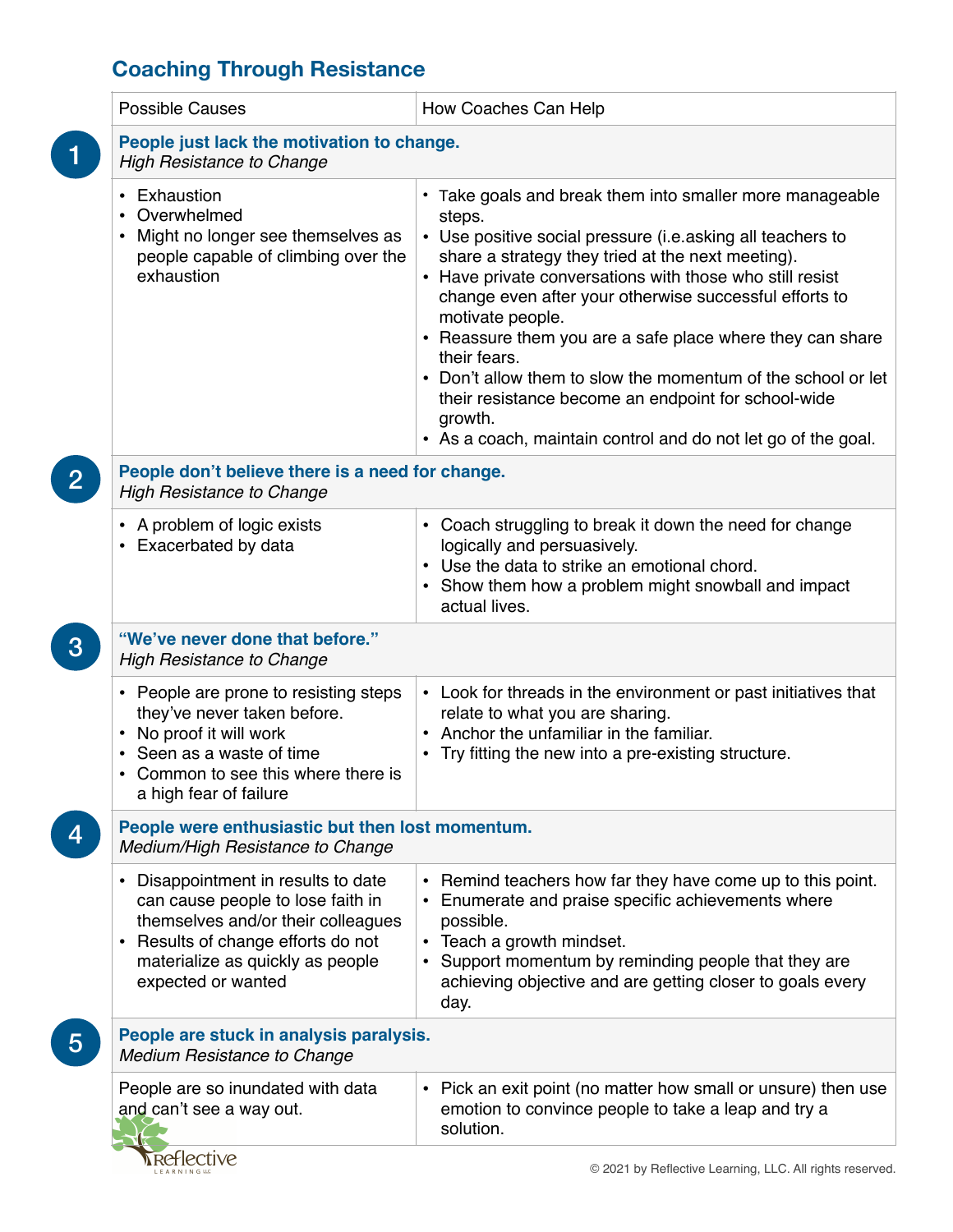## Coaching Through Resistance

| Possible Causes | How Coaches Can Help |
|---|---|
| **1. People just lack the motivation to change.** *High Resistance to Change* | |
| • Exhaustion<br>• Overwhelmed<br>• Might no longer see themselves as people capable of climbing over the exhaustion | • Take goals and break them into smaller more manageable steps.<br>• Use positive social pressure (i.e.asking all teachers to share a strategy they tried at the next meeting).<br>• Have private conversations with those who still resist change even after your otherwise successful efforts to motivate people.<br>• Reassure them you are a safe place where they can share their fears.<br>• Don't allow them to slow the momentum of the school or let their resistance become an endpoint for school-wide growth.<br>• As a coach, maintain control and do not let go of the goal. |
| **2. People don't believe there is a need for change.** *High Resistance to Change* | |
| • A problem of logic exists<br>• Exacerbated by data | • Coach struggling to break it down the need for change logically and persuasively.<br>• Use the data to strike an emotional chord.<br>• Show them how a problem might snowball and impact actual lives. |
| **3. "We've never done that before."** *High Resistance to Change* | |
| • People are prone to resisting steps they've never taken before.<br>• No proof it will work<br>• Seen as a waste of time<br>• Common to see this where there is a high fear of failure | • Look for threads in the environment or past initiatives that relate to what you are sharing.<br>• Anchor the unfamiliar in the familiar.<br>• Try fitting the new into a pre-existing structure. |
| **4. People were enthusiastic but then lost momentum.** *Medium/High Resistance to Change* | |
| • Disappointment in results to date can cause people to lose faith in themselves and/or their colleagues<br>• Results of change efforts do not materialize as quickly as people expected or wanted | • Remind teachers how far they have come up to this point.<br>• Enumerate and praise specific achievements where possible.<br>• Teach a growth mindset.<br>• Support momentum by reminding people that they are achieving objective and are getting closer to goals every day. |
| **5. People are stuck in analysis paralysis.** *Medium Resistance to Change* | |
| People are so inundated with data and can't see a way out. | • Pick an exit point (no matter how small or unsure) then use emotion to convince people to take a leap and try a solution. |

Reflective Learning LLC

© 2021 by Reflective Learning, LLC. All rights reserved.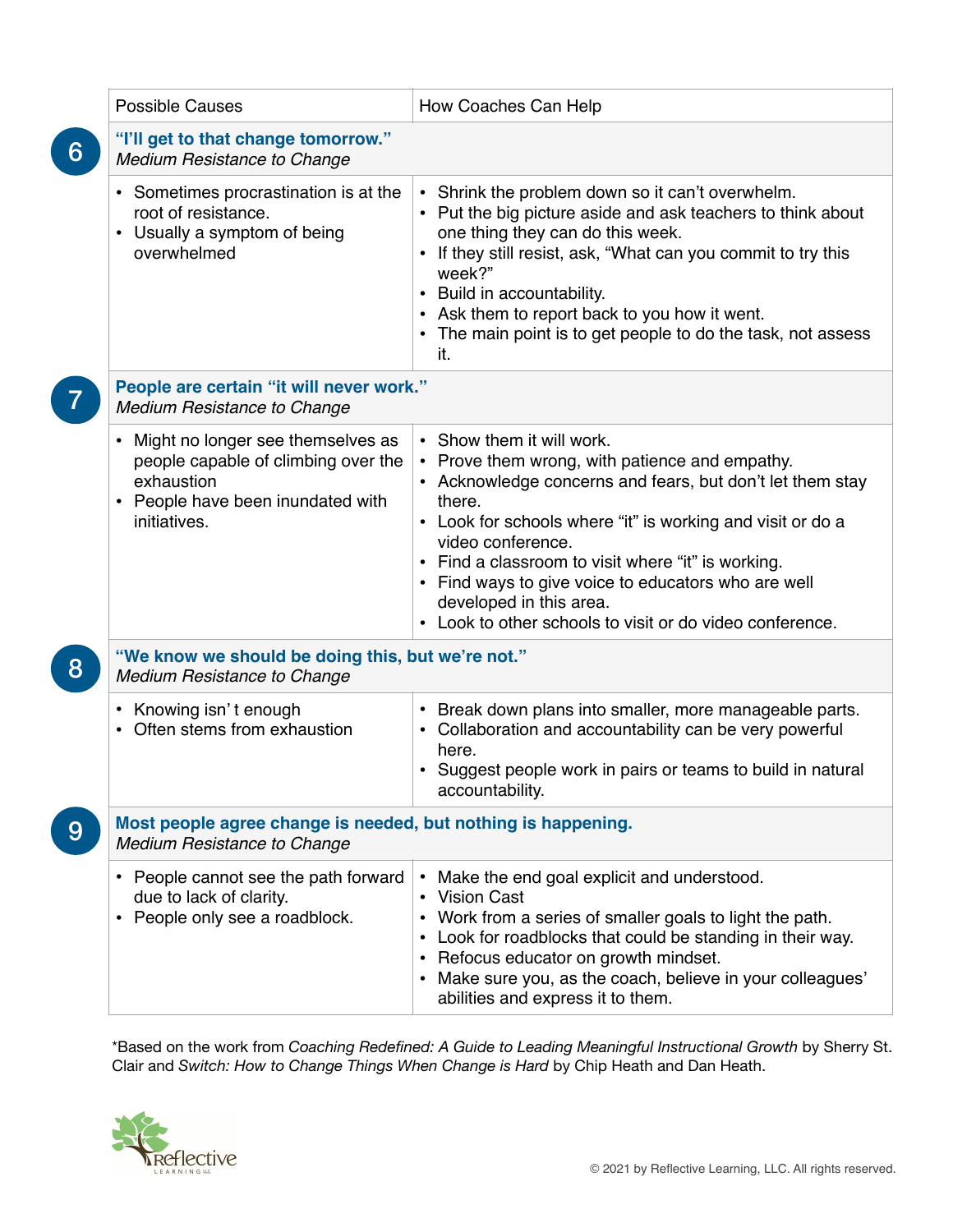| Possible Causes | How Coaches Can Help |
|---|---|
| **6 “I’ll get to that change tomorrow.”** *Medium Resistance to Change* | |
| • Sometimes procrastination is at the root of resistance.<br>• Usually a symptom of being overwhelmed | • Shrink the problem down so it can’t overwhelm.<br>• Put the big picture aside and ask teachers to think about one thing they can do this week.<br>• If they still resist, ask, “What can you commit to try this week?”<br>• Build in accountability.<br>• Ask them to report back to you how it went.<br>• The main point is to get people to do the task, not assess it. |
| **7 People are certain “it will never work.”** *Medium Resistance to Change* | |
| • Might no longer see themselves as people capable of climbing over the exhaustion<br>• People have been inundated with initiatives. | • Show them it will work.<br>• Prove them wrong, with patience and empathy.<br>• Acknowledge concerns and fears, but don’t let them stay there.<br>• Look for schools where “it” is working and visit or do a video conference.<br>• Find a classroom to visit where “it” is working.<br>• Find ways to give voice to educators who are well developed in this area.<br>• Look to other schools to visit or do video conference. |
| **8 “We know we should be doing this, but we’re not.”** *Medium Resistance to Change* | |
| • Knowing isn’ t enough<br>• Often stems from exhaustion | • Break down plans into smaller, more manageable parts.<br>• Collaboration and accountability can be very powerful here.<br>• Suggest people work in pairs or teams to build in natural accountability. |
| **9 Most people agree change is needed, but nothing is happening.** *Medium Resistance to Change* | |
| • People cannot see the path forward due to lack of clarity.<br>• People only see a roadblock. | • Make the end goal explicit and understood.<br>• Vision Cast<br>• Work from a series of smaller goals to light the path.<br>• Look for roadblocks that could be standing in their way.<br>• Refocus educator on growth mindset.<br>• Make sure you, as the coach, believe in your colleagues’ abilities and express it to them. |

*Based on the work from *Coaching Redefined: A Guide to Leading Meaningful Instructional Growth* by Sherry St. Clair and *Switch: How to Change Things When Change is Hard* by Chip Heath and Dan Heath.

Reflective LEARNING LLC

© 2021 by Reflective Learning, LLC. All rights reserved.